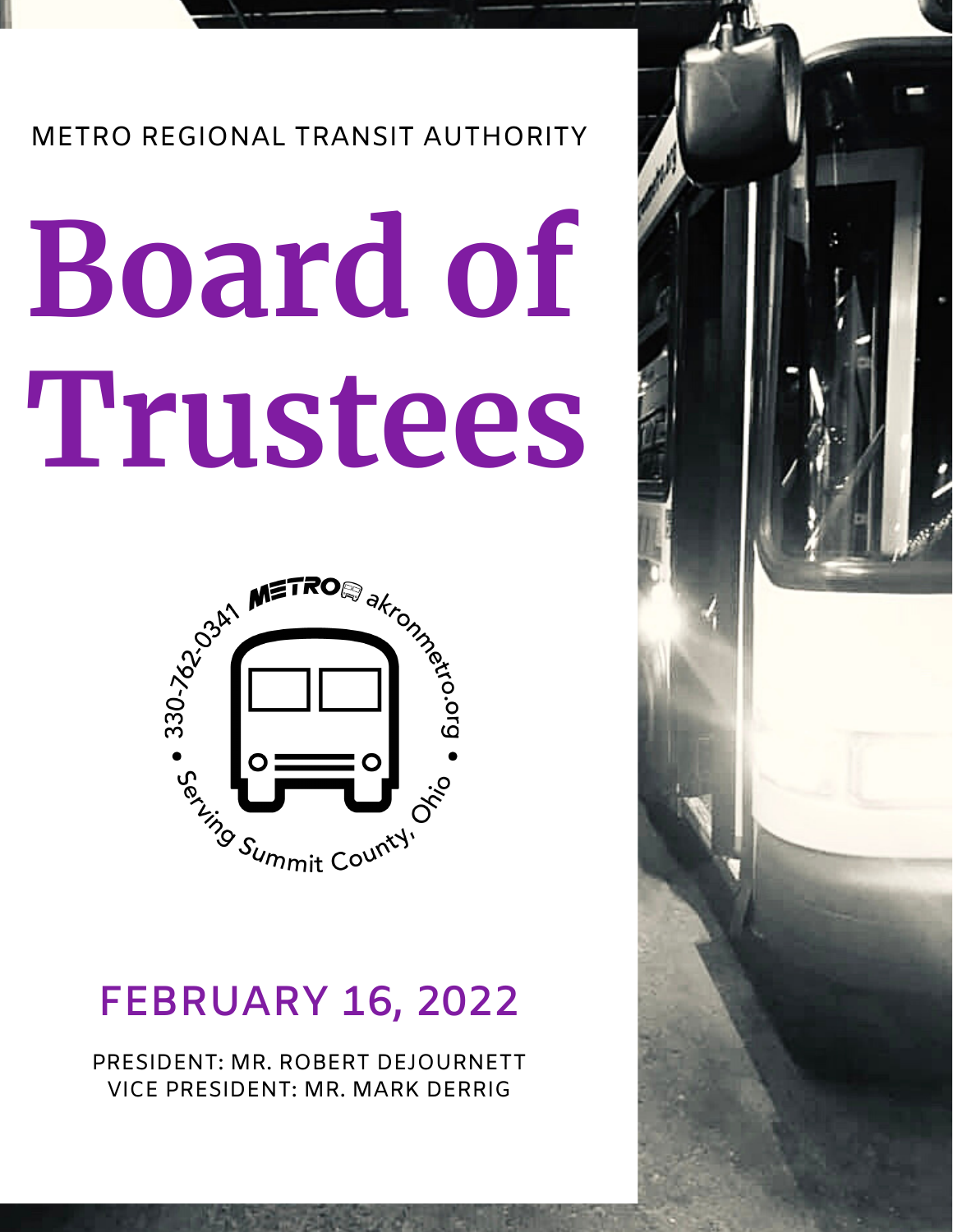METRO REGIONAL TRANSIT AUTHORITY

# Board of Trustees

## FEBRUARY 16, 2022

PRESIDENT: MR. ROBERT DEJOURNETT
VICE PRESIDENT: MR. MARK DERRIG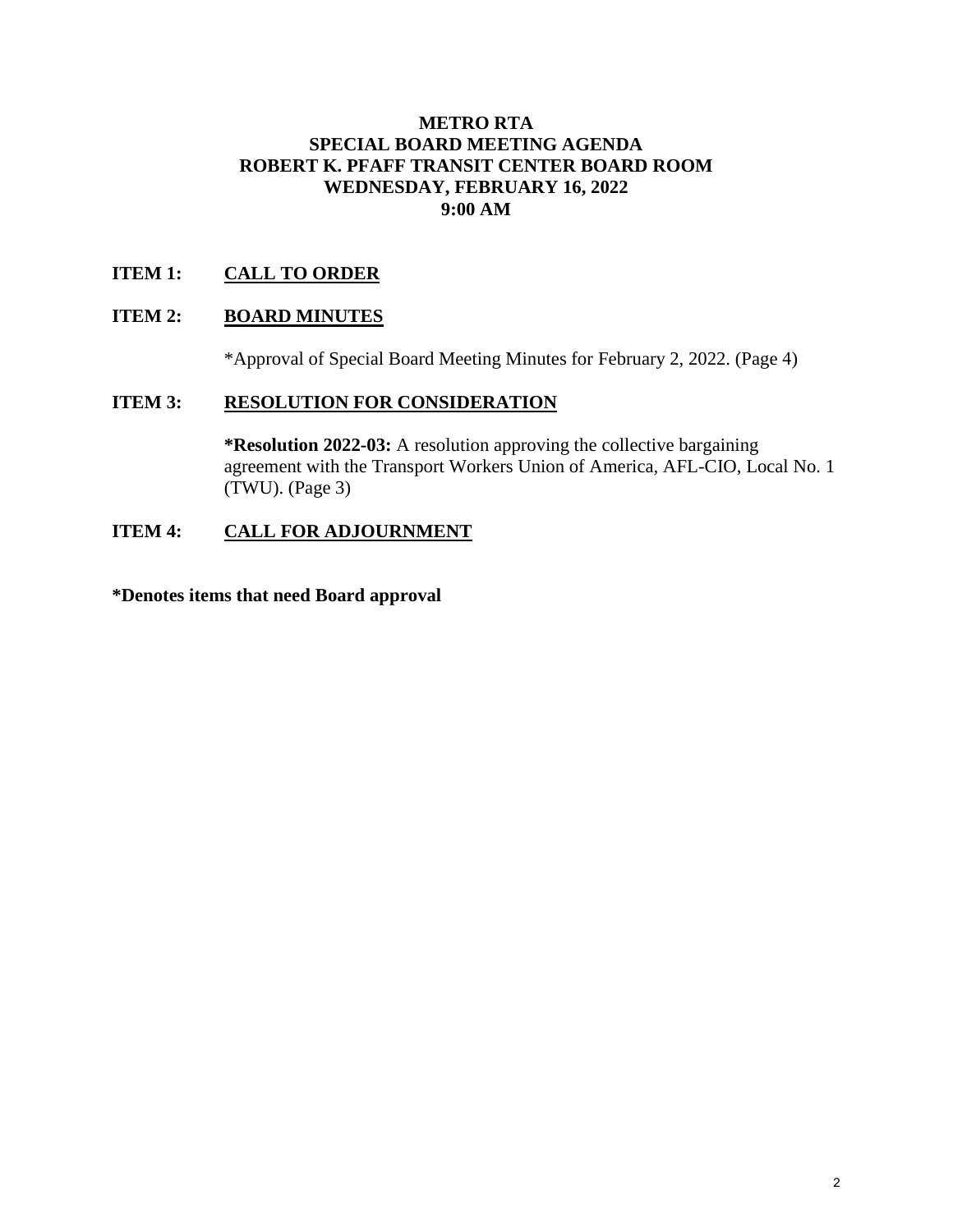# METRO RTA
## SPECIAL BOARD MEETING AGENDA
## ROBERT K. PFAFF TRANSIT CENTER BOARD ROOM
## WEDNESDAY, FEBRUARY 16, 2022
## 9:00 AM

**ITEM 1:** **CALL TO ORDER**

**ITEM 2:** **BOARD MINUTES**

*Approval of Special Board Meeting Minutes for February 2, 2022. (Page 4)

**ITEM 3:** **RESOLUTION FOR CONSIDERATION**

**\*Resolution 2022-03:** A resolution approving the collective bargaining agreement with the Transport Workers Union of America, AFL-CIO, Local No. 1 (TWU). (Page 3)

**ITEM 4:** **CALL FOR ADJOURNMENT**

**\*Denotes items that need Board approval**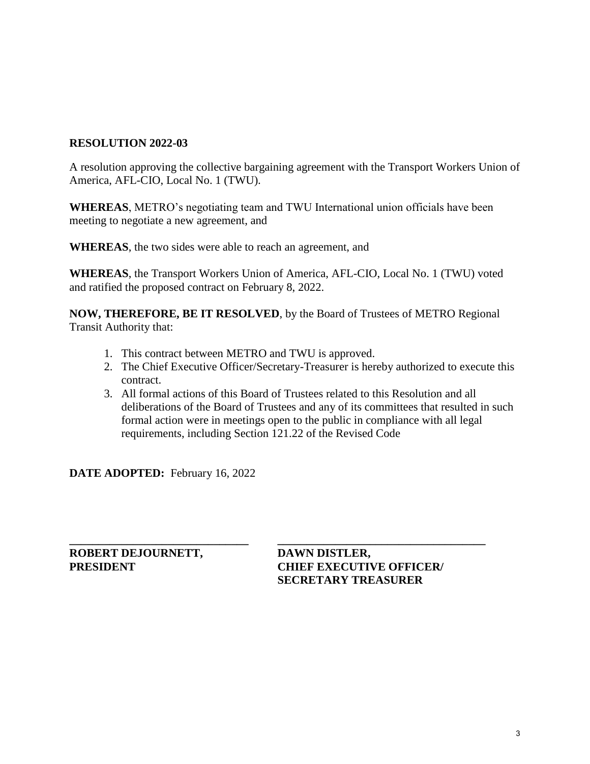**RESOLUTION 2022-03**

A resolution approving the collective bargaining agreement with the Transport Workers Union of America, AFL-CIO, Local No. 1 (TWU).

**WHEREAS**, METRO's negotiating team and TWU International union officials have been meeting to negotiate a new agreement, and

**WHEREAS**, the two sides were able to reach an agreement, and

**WHEREAS**, the Transport Workers Union of America, AFL-CIO, Local No. 1 (TWU) voted and ratified the proposed contract on February 8, 2022.

**NOW, THEREFORE, BE IT RESOLVED**, by the Board of Trustees of METRO Regional Transit Authority that:

1. This contract between METRO and TWU is approved.
2. The Chief Executive Officer/Secretary-Treasurer is hereby authorized to execute this contract.
3. All formal actions of this Board of Trustees related to this Resolution and all deliberations of the Board of Trustees and any of its committees that resulted in such formal action were in meetings open to the public in compliance with all legal requirements, including Section 121.22 of the Revised Code

**DATE ADOPTED:** February 16, 2022

\_\_\_\_\_\_\_\_\_\_\_\_\_\_\_\_\_\_\_\_\_\_\_\_\_\_\_\_\_\_\_\_
**ROBERT DEJOURNETT,**
**PRESIDENT**

\_\_\_\_\_\_\_\_\_\_\_\_\_\_\_\_\_\_\_\_\_\_\_\_\_\_\_\_\_\_\_\_
**DAWN DISTLER,**
**CHIEF EXECUTIVE OFFICER/**
**SECRETARY TREASURER**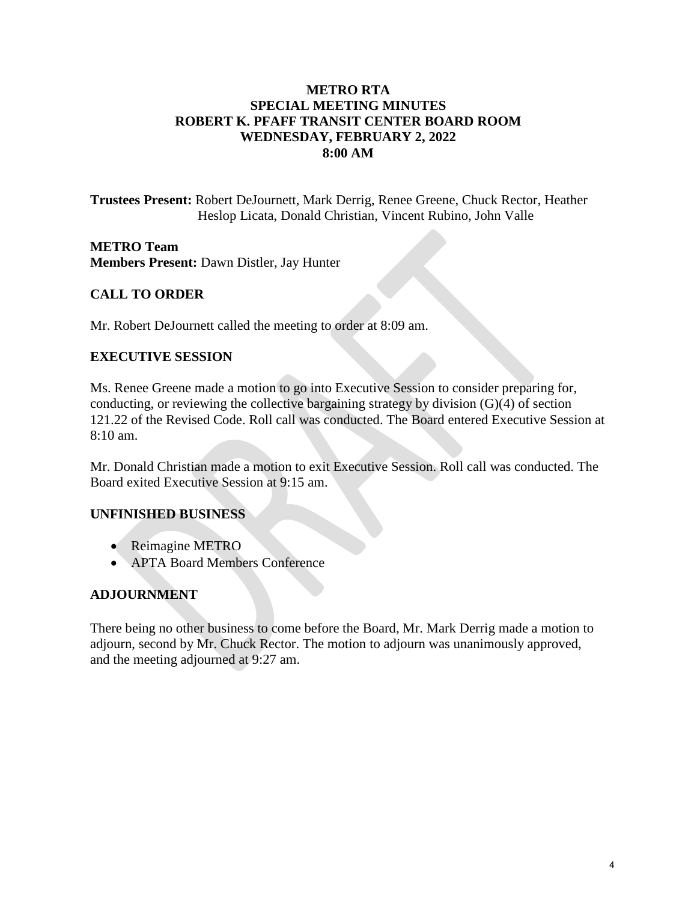# METRO RTA
# SPECIAL MEETING MINUTES
# ROBERT K. PFAFF TRANSIT CENTER BOARD ROOM
# WEDNESDAY, FEBRUARY 2, 2022
# 8:00 AM

**Trustees Present:** Robert DeJournett, Mark Derrig, Renee Greene, Chuck Rector, Heather Heslop Licata, Donald Christian, Vincent Rubino, John Valle

**METRO Team**
**Members Present:** Dawn Distler, Jay Hunter

## CALL TO ORDER

Mr. Robert DeJournett called the meeting to order at 8:09 am.

## EXECUTIVE SESSION

Ms. Renee Greene made a motion to go into Executive Session to consider preparing for, conducting, or reviewing the collective bargaining strategy by division (G)(4) of section 121.22 of the Revised Code. Roll call was conducted. The Board entered Executive Session at 8:10 am.

Mr. Donald Christian made a motion to exit Executive Session. Roll call was conducted. The Board exited Executive Session at 9:15 am.

## UNFINISHED BUSINESS

- Reimagine METRO
- APTA Board Members Conference

## ADJOURNMENT

There being no other business to come before the Board, Mr. Mark Derrig made a motion to adjourn, second by Mr. Chuck Rector. The motion to adjourn was unanimously approved, and the meeting adjourned at 9:27 am.